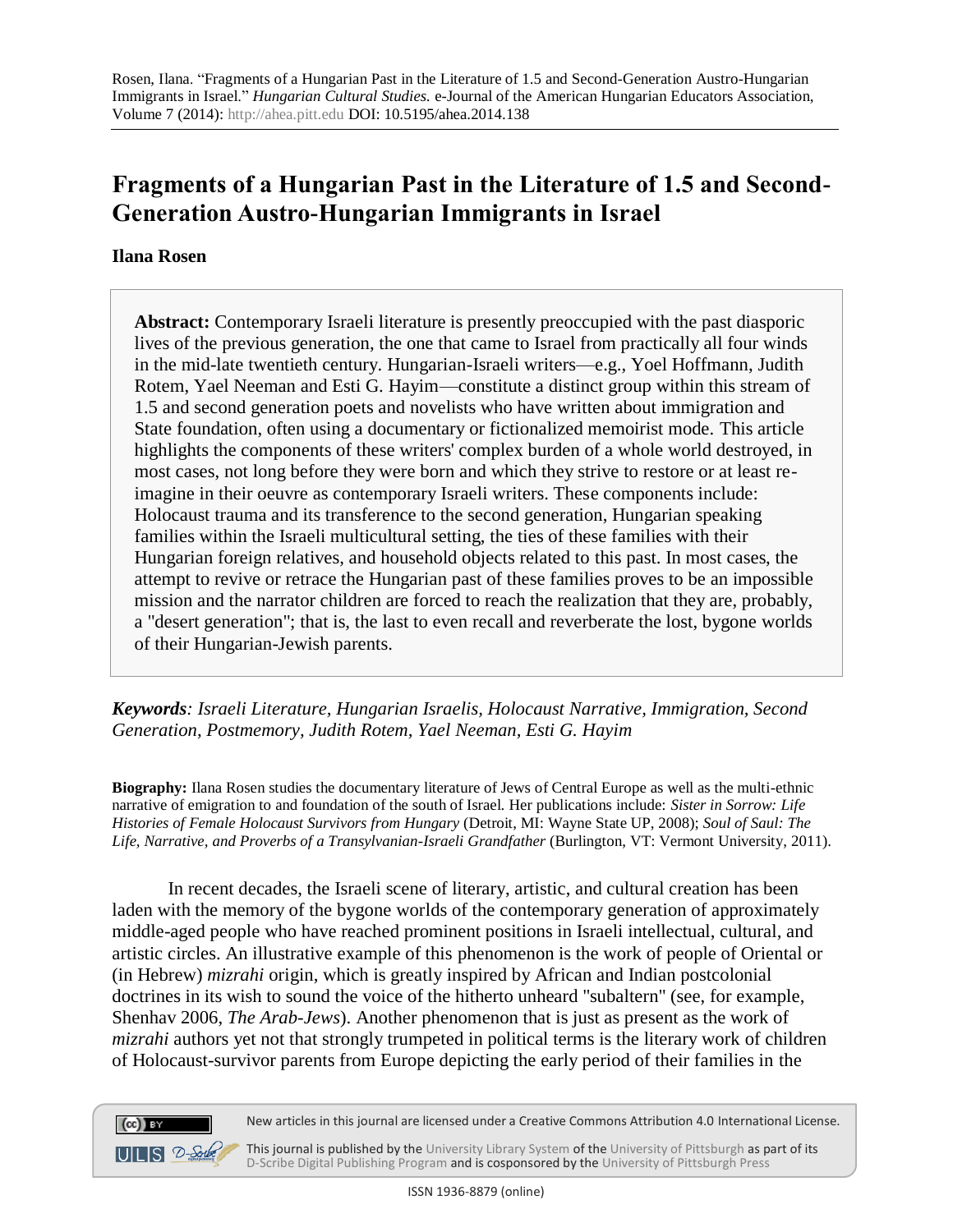Rosen, Ilana. "Fragments of a Hungarian Past in the Literature of 1.5 and Second-Generation Austro-Hungarian Immigrants in Israel." *Hungarian Cultural Studies.* e-Journal of the American Hungarian Educators Association, Volume 7 (2014): http://ahea.pitt.edu DOI: 10.5195/ahea.2014.138

# Fragments of a Hungarian Past in the Literature of 1.5 and Second-Generation Austro-Hungarian Immigrants in Israel

**Ilana Rosen**

**Abstract:** Contemporary Israeli literature is presently preoccupied with the past diasporic lives of the previous generation, the one that came to Israel from practically all four winds in the mid-late twentieth century. Hungarian-Israeli writers—e.g., Yoel Hoffmann, Judith Rotem, Yael Neeman and Esti G. Hayim—constitute a distinct group within this stream of 1.5 and second generation poets and novelists who have written about immigration and State foundation, often using a documentary or fictionalized memoirist mode. This article highlights the components of these writers' complex burden of a whole world destroyed, in most cases, not long before they were born and which they strive to restore or at least re-imagine in their oeuvre as contemporary Israeli writers. These components include: Holocaust trauma and its transference to the second generation, Hungarian speaking families within the Israeli multicultural setting, the ties of these families with their Hungarian foreign relatives, and household objects related to this past. In most cases, the attempt to revive or retrace the Hungarian past of these families proves to be an impossible mission and the narrator children are forced to reach the realization that they are, probably, a "desert generation"; that is, the last to even recall and reverberate the lost, bygone worlds of their Hungarian-Jewish parents.

***Keywords**: Israeli Literature, Hungarian Israelis, Holocaust Narrative, Immigration, Second Generation, Postmemory, Judith Rotem, Yael Neeman, Esti G. Hayim*

**Biography:** Ilana Rosen studies the documentary literature of Jews of Central Europe as well as the multi-ethnic narrative of emigration to and foundation of the south of Israel. Her publications include: *Sister in Sorrow: Life Histories of Female Holocaust Survivors from Hungary* (Detroit, MI: Wayne State UP, 2008); *Soul of Saul: The Life, Narrative, and Proverbs of a Transylvanian-Israeli Grandfather* (Burlington, VT: Vermont University, 2011).

In recent decades, the Israeli scene of literary, artistic, and cultural creation has been laden with the memory of the bygone worlds of the contemporary generation of approximately middle-aged people who have reached prominent positions in Israeli intellectual, cultural, and artistic circles. An illustrative example of this phenomenon is the work of people of Oriental or (in Hebrew) *mizrahi* origin, which is greatly inspired by African and Indian postcolonial doctrines in its wish to sound the voice of the hitherto unheard "subaltern" (see, for example, Shenhav 2006, *The Arab-Jews*). Another phenomenon that is just as present as the work of *mizrahi* authors yet not that strongly trumpeted in political terms is the literary work of children of Holocaust-survivor parents from Europe depicting the early period of their families in the

New articles in this journal are licensed under a Creative Commons Attribution 4.0 International License.

This journal is published by the University Library System of the University of Pittsburgh as part of its D-Scribe Digital Publishing Program and is cosponsored by the University of Pittsburgh Press

ISSN 1936-8879 (online)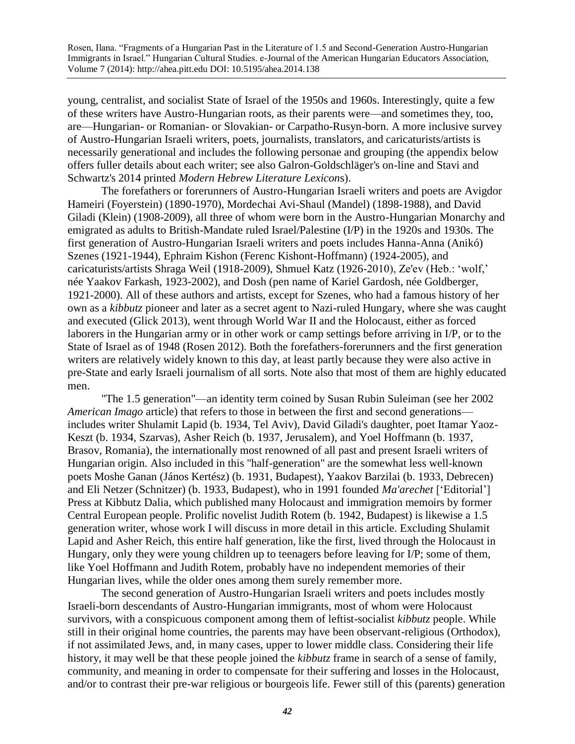young, centralist, and socialist State of Israel of the 1950s and 1960s. Interestingly, quite a few of these writers have Austro-Hungarian roots, as their parents were—and sometimes they, too, are—Hungarian- or Romanian- or Slovakian- or Carpatho-Rusyn-born. A more inclusive survey of Austro-Hungarian Israeli writers, poets, journalists, translators, and caricaturists/artists is necessarily generational and includes the following personae and grouping (the appendix below offers fuller details about each writer; see also Galron-Goldschläger's on-line and Stavi and Schwartz's 2014 printed *Modern Hebrew Literature Lexicon*s).

The forefathers or forerunners of Austro-Hungarian Israeli writers and poets are Avigdor Hameiri (Foyerstein) (1890-1970), Mordechai Avi-Shaul (Mandel) (1898-1988), and David Giladi (Klein) (1908-2009), all three of whom were born in the Austro-Hungarian Monarchy and emigrated as adults to British-Mandate ruled Israel/Palestine (I/P) in the 1920s and 1930s. The first generation of Austro-Hungarian Israeli writers and poets includes Hanna-Anna (Anikó) Szenes (1921-1944), Ephraim Kishon (Ferenc Kishont-Hoffmann) (1924-2005), and caricaturists/artists Shraga Weil (1918-2009), Shmuel Katz (1926-2010), Ze'ev (Heb.: 'wolf,' née Yaakov Farkash, 1923-2002), and Dosh (pen name of Kariel Gardosh, née Goldberger, 1921-2000). All of these authors and artists, except for Szenes, who had a famous history of her own as a *kibbutz* pioneer and later as a secret agent to Nazi-ruled Hungary, where she was caught and executed (Glick 2013), went through World War II and the Holocaust, either as forced laborers in the Hungarian army or in other work or camp settings before arriving in I/P, or to the State of Israel as of 1948 (Rosen 2012). Both the forefathers-forerunners and the first generation writers are relatively widely known to this day, at least partly because they were also active in pre-State and early Israeli journalism of all sorts. Note also that most of them are highly educated men.

"The 1.5 generation"—an identity term coined by Susan Rubin Suleiman (see her 2002 *American Imago* article) that refers to those in between the first and second generations—includes writer Shulamit Lapid (b. 1934, Tel Aviv), David Giladi's daughter, poet Itamar Yaoz-Keszt (b. 1934, Szarvas), Asher Reich (b. 1937, Jerusalem), and Yoel Hoffmann (b. 1937, Brasov, Romania), the internationally most renowned of all past and present Israeli writers of Hungarian origin. Also included in this "half-generation" are the somewhat less well-known poets Moshe Ganan (János Kertész) (b. 1931, Budapest), Yaakov Barzilai (b. 1933, Debrecen) and Eli Netzer (Schnitzer) (b. 1933, Budapest), who in 1991 founded *Ma'arechet* ['Editorial'] Press at Kibbutz Dalia, which published many Holocaust and immigration memoirs by former Central European people. Prolific novelist Judith Rotem (b. 1942, Budapest) is likewise a 1.5 generation writer, whose work I will discuss in more detail in this article. Excluding Shulamit Lapid and Asher Reich, this entire half generation, like the first, lived through the Holocaust in Hungary, only they were young children up to teenagers before leaving for I/P; some of them, like Yoel Hoffmann and Judith Rotem, probably have no independent memories of their Hungarian lives, while the older ones among them surely remember more.

The second generation of Austro-Hungarian Israeli writers and poets includes mostly Israeli-born descendants of Austro-Hungarian immigrants, most of whom were Holocaust survivors, with a conspicuous component among them of leftist-socialist *kibbutz* people. While still in their original home countries, the parents may have been observant-religious (Orthodox), if not assimilated Jews, and, in many cases, upper to lower middle class. Considering their life history, it may well be that these people joined the *kibbutz* frame in search of a sense of family, community, and meaning in order to compensate for their suffering and losses in the Holocaust, and/or to contrast their pre-war religious or bourgeois life. Fewer still of this (parents) generation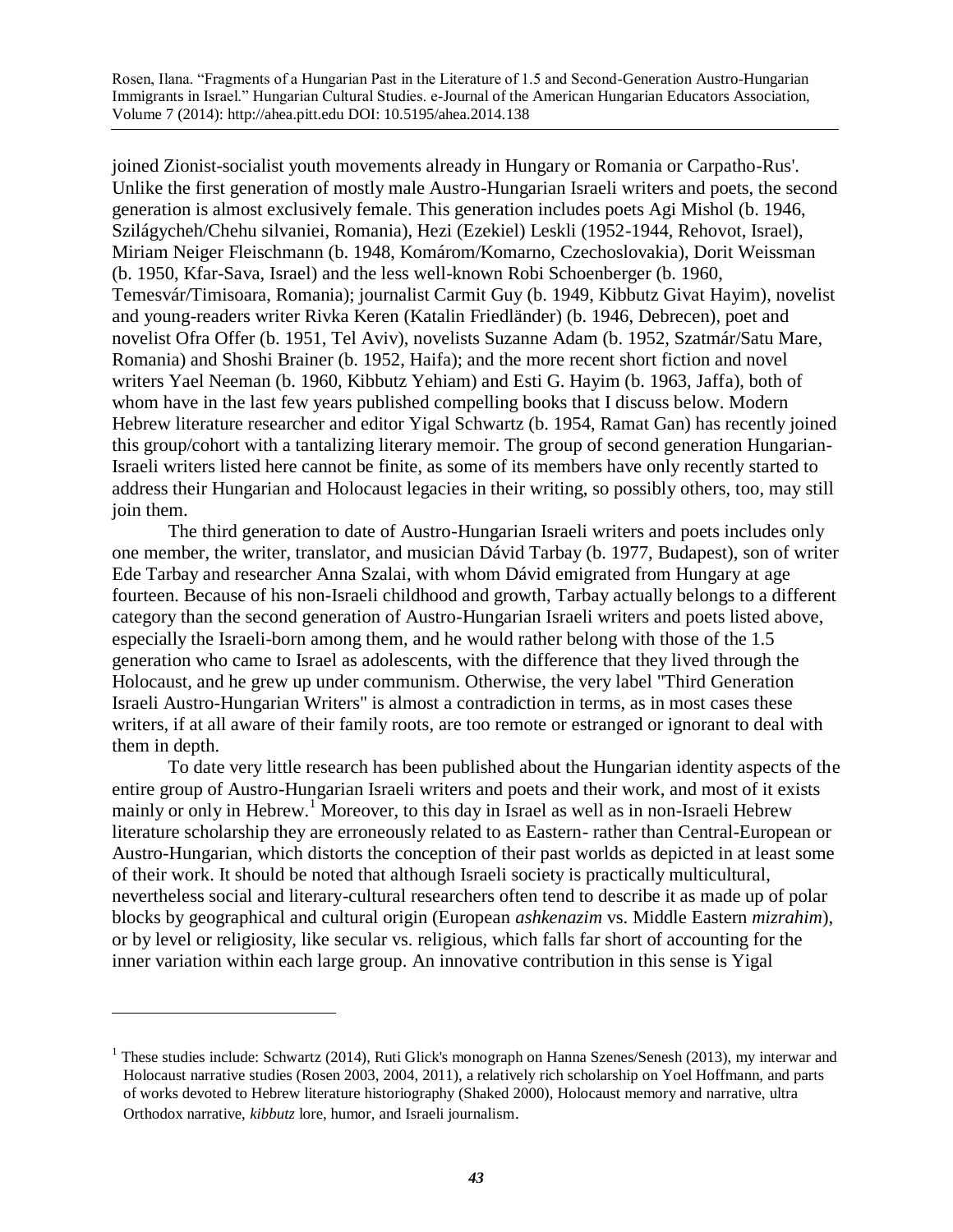joined Zionist-socialist youth movements already in Hungary or Romania or Carpatho-Rus'. Unlike the first generation of mostly male Austro-Hungarian Israeli writers and poets, the second generation is almost exclusively female. This generation includes poets Agi Mishol (b. 1946, Szilágycheh/Chehu silvaniei, Romania), Hezi (Ezekiel) Leskli (1952-1944, Rehovot, Israel), Miriam Neiger Fleischmann (b. 1948, Komárom/Komarno, Czechoslovakia), Dorit Weissman (b. 1950, Kfar-Sava, Israel) and the less well-known Robi Schoenberger (b. 1960, Temesvár/Timisoara, Romania); journalist Carmit Guy (b. 1949, Kibbutz Givat Hayim), novelist and young-readers writer Rivka Keren (Katalin Friedländer) (b. 1946, Debrecen), poet and novelist Ofra Offer (b. 1951, Tel Aviv), novelists Suzanne Adam (b. 1952, Szatmár/Satu Mare, Romania) and Shoshi Brainer (b. 1952, Haifa); and the more recent short fiction and novel writers Yael Neeman (b. 1960, Kibbutz Yehiam) and Esti G. Hayim (b. 1963, Jaffa), both of whom have in the last few years published compelling books that I discuss below. Modern Hebrew literature researcher and editor Yigal Schwartz (b. 1954, Ramat Gan) has recently joined this group/cohort with a tantalizing literary memoir. The group of second generation Hungarian-Israeli writers listed here cannot be finite, as some of its members have only recently started to address their Hungarian and Holocaust legacies in their writing, so possibly others, too, may still join them.

The third generation to date of Austro-Hungarian Israeli writers and poets includes only one member, the writer, translator, and musician Dávid Tarbay (b. 1977, Budapest), son of writer Ede Tarbay and researcher Anna Szalai, with whom Dávid emigrated from Hungary at age fourteen. Because of his non-Israeli childhood and growth, Tarbay actually belongs to a different category than the second generation of Austro-Hungarian Israeli writers and poets listed above, especially the Israeli-born among them, and he would rather belong with those of the 1.5 generation who came to Israel as adolescents, with the difference that they lived through the Holocaust, and he grew up under communism. Otherwise, the very label "Third Generation Israeli Austro-Hungarian Writers" is almost a contradiction in terms, as in most cases these writers, if at all aware of their family roots, are too remote or estranged or ignorant to deal with them in depth.

To date very little research has been published about the Hungarian identity aspects of the entire group of Austro-Hungarian Israeli writers and poets and their work, and most of it exists mainly or only in Hebrew.[1] Moreover, to this day in Israel as well as in non-Israeli Hebrew literature scholarship they are erroneously related to as Eastern- rather than Central-European or Austro-Hungarian, which distorts the conception of their past worlds as depicted in at least some of their work. It should be noted that although Israeli society is practically multicultural, nevertheless social and literary-cultural researchers often tend to describe it as made up of polar blocks by geographical and cultural origin (European *ashkenazim* vs. Middle Eastern *mizrahim*), or by level or religiosity, like secular vs. religious, which falls far short of accounting for the inner variation within each large group. An innovative contribution in this sense is Yigal

---

[1] These studies include: Schwartz (2014), Ruti Glick's monograph on Hanna Szenes/Senesh (2013), my interwar and Holocaust narrative studies (Rosen 2003, 2004, 2011), a relatively rich scholarship on Yoel Hoffmann, and parts of works devoted to Hebrew literature historiography (Shaked 2000), Holocaust memory and narrative, ultra Orthodox narrative, *kibbutz* lore, humor, and Israeli journalism.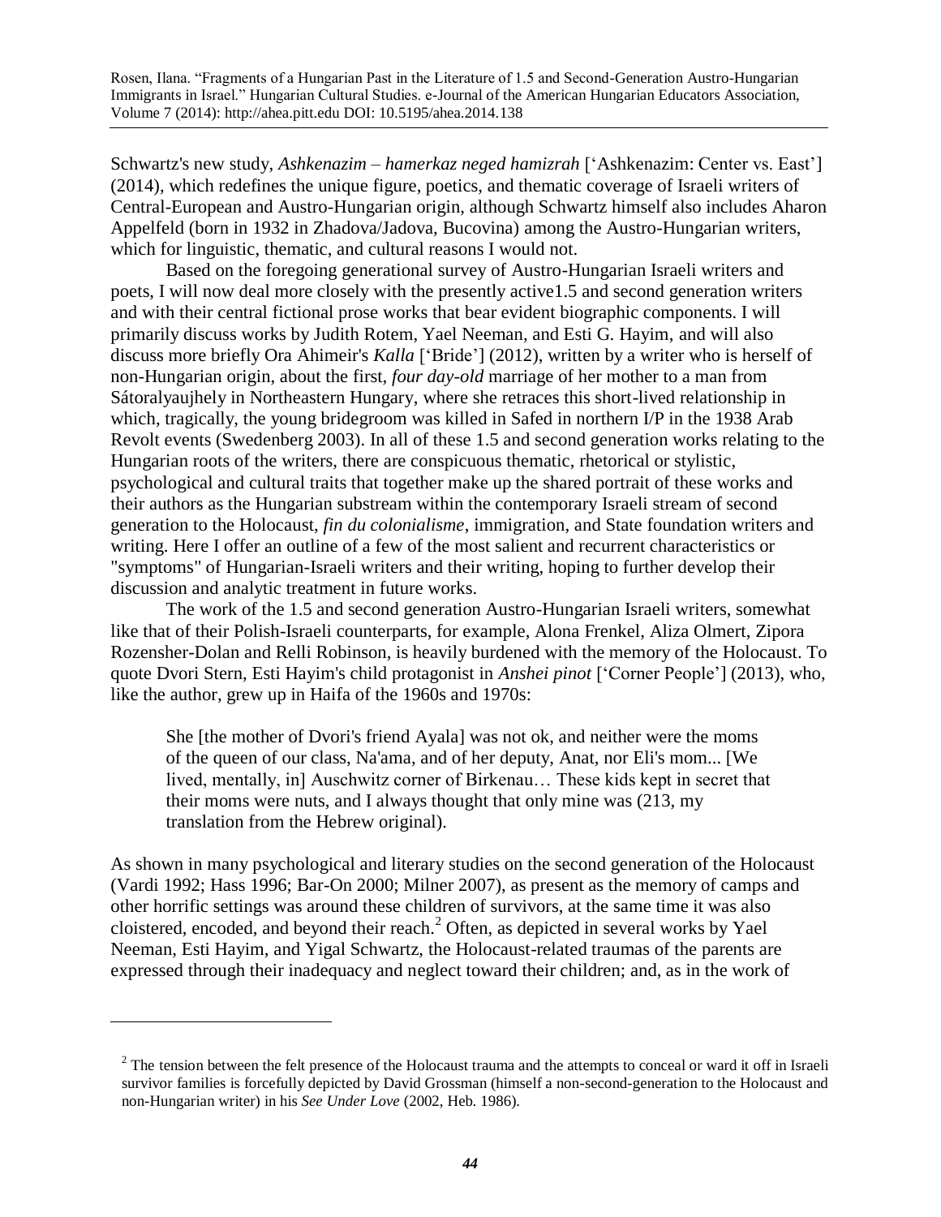Schwartz's new study, *Ashkenazim – hamerkaz neged hamizrah* ['Ashkenazim: Center vs. East'] (2014), which redefines the unique figure, poetics, and thematic coverage of Israeli writers of Central-European and Austro-Hungarian origin, although Schwartz himself also includes Aharon Appelfeld (born in 1932 in Zhadova/Jadova, Bucovina) among the Austro-Hungarian writers, which for linguistic, thematic, and cultural reasons I would not.

Based on the foregoing generational survey of Austro-Hungarian Israeli writers and poets, I will now deal more closely with the presently active1.5 and second generation writers and with their central fictional prose works that bear evident biographic components. I will primarily discuss works by Judith Rotem, Yael Neeman, and Esti G. Hayim, and will also discuss more briefly Ora Ahimeir's *Kalla* ['Bride'] (2012), written by a writer who is herself of non-Hungarian origin, about the first, *four day-old* marriage of her mother to a man from Sátoralyaujhely in Northeastern Hungary, where she retraces this short-lived relationship in which, tragically, the young bridegroom was killed in Safed in northern I/P in the 1938 Arab Revolt events (Swedenberg 2003). In all of these 1.5 and second generation works relating to the Hungarian roots of the writers, there are conspicuous thematic, rhetorical or stylistic, psychological and cultural traits that together make up the shared portrait of these works and their authors as the Hungarian substream within the contemporary Israeli stream of second generation to the Holocaust, *fin du colonialisme*, immigration, and State foundation writers and writing. Here I offer an outline of a few of the most salient and recurrent characteristics or "symptoms" of Hungarian-Israeli writers and their writing, hoping to further develop their discussion and analytic treatment in future works.

The work of the 1.5 and second generation Austro-Hungarian Israeli writers, somewhat like that of their Polish-Israeli counterparts, for example, Alona Frenkel, Aliza Olmert, Zipora Rozensher-Dolan and Relli Robinson, is heavily burdened with the memory of the Holocaust. To quote Dvori Stern, Esti Hayim's child protagonist in *Anshei pinot* ['Corner People'] (2013), who, like the author, grew up in Haifa of the 1960s and 1970s:

> She [the mother of Dvori's friend Ayala] was not ok, and neither were the moms of the queen of our class, Na'ama, and of her deputy, Anat, nor Eli's mom... [We lived, mentally, in] Auschwitz corner of Birkenau… These kids kept in secret that their moms were nuts, and I always thought that only mine was (213, my translation from the Hebrew original).

As shown in many psychological and literary studies on the second generation of the Holocaust (Vardi 1992; Hass 1996; Bar-On 2000; Milner 2007), as present as the memory of camps and other horrific settings was around these children of survivors, at the same time it was also cloistered, encoded, and beyond their reach.[2] Often, as depicted in several works by Yael Neeman, Esti Hayim, and Yigal Schwartz, the Holocaust-related traumas of the parents are expressed through their inadequacy and neglect toward their children; and, as in the work of

[2] The tension between the felt presence of the Holocaust trauma and the attempts to conceal or ward it off in Israeli survivor families is forcefully depicted by David Grossman (himself a non-second-generation to the Holocaust and non-Hungarian writer) in his *See Under Love* (2002, Heb. 1986).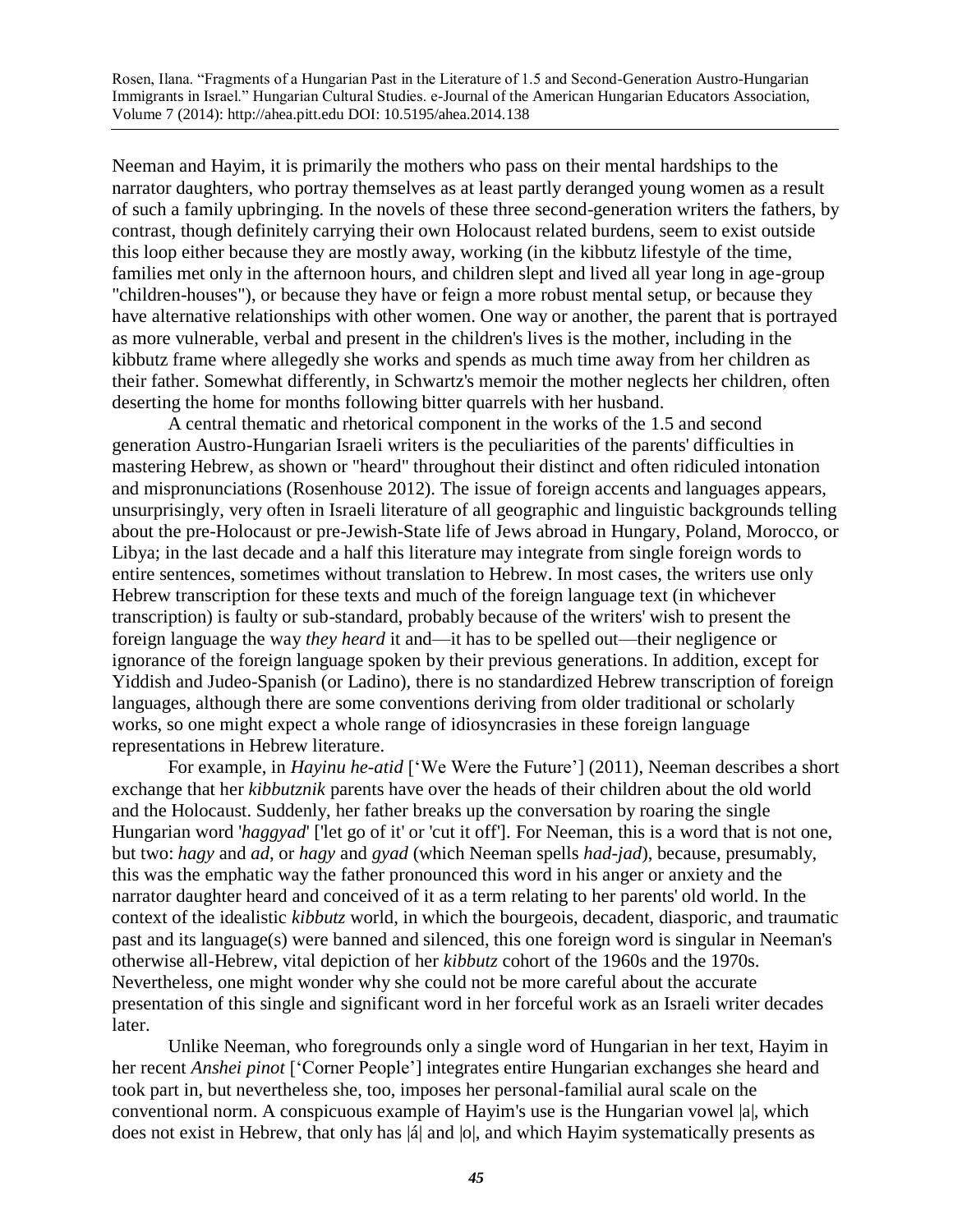Neeman and Hayim, it is primarily the mothers who pass on their mental hardships to the narrator daughters, who portray themselves as at least partly deranged young women as a result of such a family upbringing. In the novels of these three second-generation writers the fathers, by contrast, though definitely carrying their own Holocaust related burdens, seem to exist outside this loop either because they are mostly away, working (in the kibbutz lifestyle of the time, families met only in the afternoon hours, and children slept and lived all year long in age-group "children-houses"), or because they have or feign a more robust mental setup, or because they have alternative relationships with other women. One way or another, the parent that is portrayed as more vulnerable, verbal and present in the children's lives is the mother, including in the kibbutz frame where allegedly she works and spends as much time away from her children as their father. Somewhat differently, in Schwartz's memoir the mother neglects her children, often deserting the home for months following bitter quarrels with her husband.

A central thematic and rhetorical component in the works of the 1.5 and second generation Austro-Hungarian Israeli writers is the peculiarities of the parents' difficulties in mastering Hebrew, as shown or "heard" throughout their distinct and often ridiculed intonation and mispronunciations (Rosenhouse 2012). The issue of foreign accents and languages appears, unsurprisingly, very often in Israeli literature of all geographic and linguistic backgrounds telling about the pre-Holocaust or pre-Jewish-State life of Jews abroad in Hungary, Poland, Morocco, or Libya; in the last decade and a half this literature may integrate from single foreign words to entire sentences, sometimes without translation to Hebrew. In most cases, the writers use only Hebrew transcription for these texts and much of the foreign language text (in whichever transcription) is faulty or sub-standard, probably because of the writers' wish to present the foreign language the way *they heard* it and—it has to be spelled out—their negligence or ignorance of the foreign language spoken by their previous generations. In addition, except for Yiddish and Judeo-Spanish (or Ladino), there is no standardized Hebrew transcription of foreign languages, although there are some conventions deriving from older traditional or scholarly works, so one might expect a whole range of idiosyncrasies in these foreign language representations in Hebrew literature.

For example, in *Hayinu he-atid* ['We Were the Future'] (2011), Neeman describes a short exchange that her *kibbutznik* parents have over the heads of their children about the old world and the Holocaust. Suddenly, her father breaks up the conversation by roaring the single Hungarian word '*haggyad*' ['let go of it' or 'cut it off']. For Neeman, this is a word that is not one, but two: *hagy* and *ad*, or *hagy* and *gyad* (which Neeman spells *had-jad*), because, presumably, this was the emphatic way the father pronounced this word in his anger or anxiety and the narrator daughter heard and conceived of it as a term relating to her parents' old world. In the context of the idealistic *kibbutz* world, in which the bourgeois, decadent, diasporic, and traumatic past and its language(s) were banned and silenced, this one foreign word is singular in Neeman's otherwise all-Hebrew, vital depiction of her *kibbutz* cohort of the 1960s and the 1970s. Nevertheless, one might wonder why she could not be more careful about the accurate presentation of this single and significant word in her forceful work as an Israeli writer decades later.

Unlike Neeman, who foregrounds only a single word of Hungarian in her text, Hayim in her recent *Anshei pinot* ['Corner People'] integrates entire Hungarian exchanges she heard and took part in, but nevertheless she, too, imposes her personal-familial aural scale on the conventional norm. A conspicuous example of Hayim's use is the Hungarian vowel |a|, which does not exist in Hebrew, that only has |á| and |o|, and which Hayim systematically presents as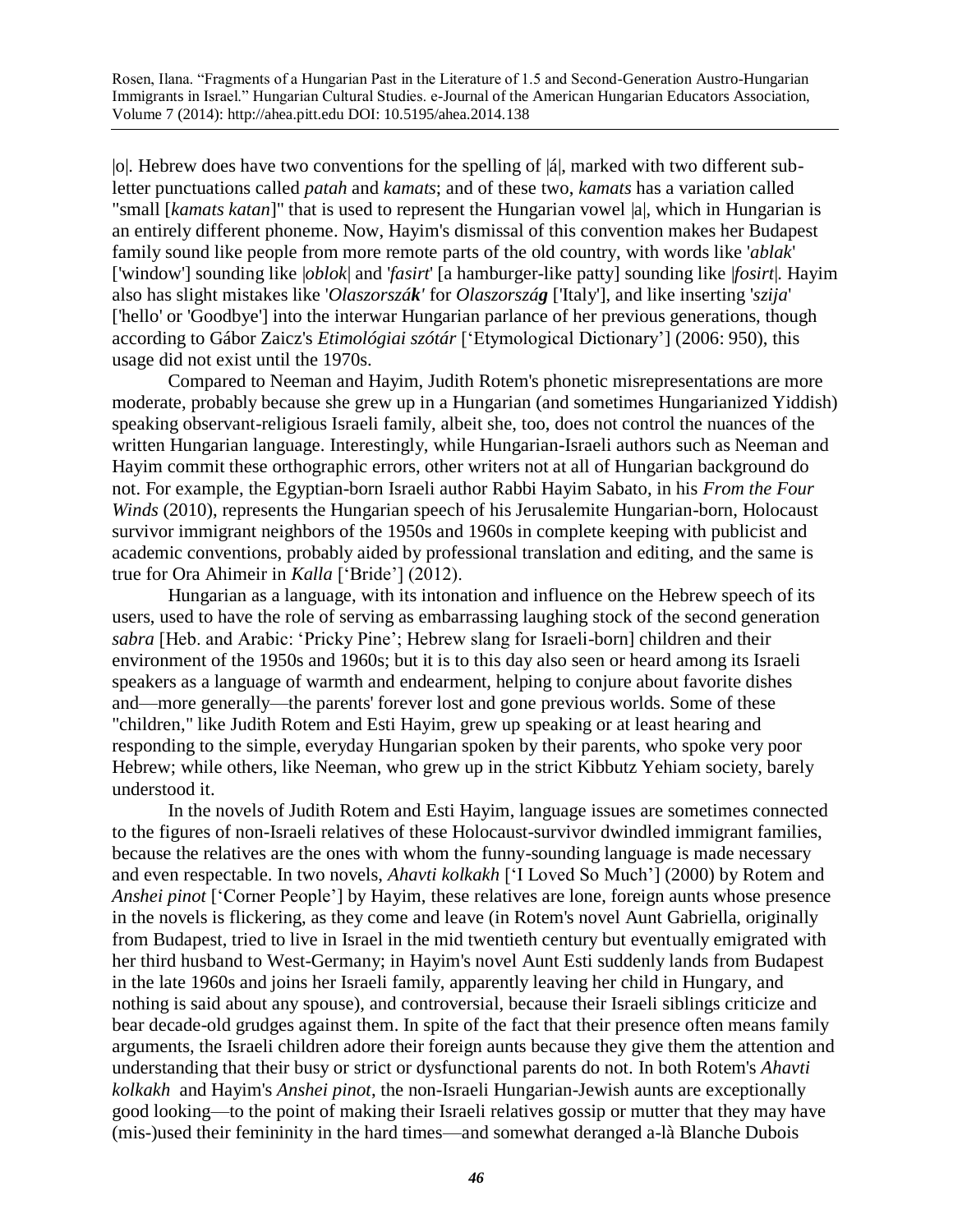|o|. Hebrew does have two conventions for the spelling of |á|, marked with two different sub-letter punctuations called *patah* and *kamats*; and of these two, *kamats* has a variation called "small [*kamats katan*]" that is used to represent the Hungarian vowel |a|, which in Hungarian is an entirely different phoneme. Now, Hayim's dismissal of this convention makes her Budapest family sound like people from more remote parts of the old country, with words like '*ablak*' ['window'] sounding like |*oblok*| and '*fasirt*' [a hamburger-like patty] sounding like |*fosirt*|. Hayim also has slight mistakes like '*Olaszorszá**k***' for *Olaszorszá**g*** ['Italy'], and like inserting '*szija*' ['hello' or 'Goodbye'] into the interwar Hungarian parlance of her previous generations, though according to Gábor Zaicz's *Etimológiai szótár* ['Etymological Dictionary'] (2006: 950), this usage did not exist until the 1970s.

Compared to Neeman and Hayim, Judith Rotem's phonetic misrepresentations are more moderate, probably because she grew up in a Hungarian (and sometimes Hungarianized Yiddish) speaking observant-religious Israeli family, albeit she, too, does not control the nuances of the written Hungarian language. Interestingly, while Hungarian-Israeli authors such as Neeman and Hayim commit these orthographic errors, other writers not at all of Hungarian background do not. For example, the Egyptian-born Israeli author Rabbi Hayim Sabato, in his *From the Four Winds* (2010), represents the Hungarian speech of his Jerusalemite Hungarian-born, Holocaust survivor immigrant neighbors of the 1950s and 1960s in complete keeping with publicist and academic conventions, probably aided by professional translation and editing, and the same is true for Ora Ahimeir in *Kalla* ['Bride'] (2012).

Hungarian as a language, with its intonation and influence on the Hebrew speech of its users, used to have the role of serving as embarrassing laughing stock of the second generation *sabra* [Heb. and Arabic: 'Pricky Pine'; Hebrew slang for Israeli-born] children and their environment of the 1950s and 1960s; but it is to this day also seen or heard among its Israeli speakers as a language of warmth and endearment, helping to conjure about favorite dishes and—more generally—the parents' forever lost and gone previous worlds. Some of these "children," like Judith Rotem and Esti Hayim, grew up speaking or at least hearing and responding to the simple, everyday Hungarian spoken by their parents, who spoke very poor Hebrew; while others, like Neeman, who grew up in the strict Kibbutz Yehiam society, barely understood it.

In the novels of Judith Rotem and Esti Hayim, language issues are sometimes connected to the figures of non-Israeli relatives of these Holocaust-survivor dwindled immigrant families, because the relatives are the ones with whom the funny-sounding language is made necessary and even respectable. In two novels, *Ahavti kolkakh* ['I Loved So Much'] (2000) by Rotem and *Anshei pinot* ['Corner People'] by Hayim, these relatives are lone, foreign aunts whose presence in the novels is flickering, as they come and leave (in Rotem's novel Aunt Gabriella, originally from Budapest, tried to live in Israel in the mid twentieth century but eventually emigrated with her third husband to West-Germany; in Hayim's novel Aunt Esti suddenly lands from Budapest in the late 1960s and joins her Israeli family, apparently leaving her child in Hungary, and nothing is said about any spouse), and controversial, because their Israeli siblings criticize and bear decade-old grudges against them. In spite of the fact that their presence often means family arguments, the Israeli children adore their foreign aunts because they give them the attention and understanding that their busy or strict or dysfunctional parents do not. In both Rotem's *Ahavti kolkakh* and Hayim's *Anshei pinot*, the non-Israeli Hungarian-Jewish aunts are exceptionally good looking—to the point of making their Israeli relatives gossip or mutter that they may have (mis-)used their femininity in the hard times—and somewhat deranged a-là Blanche Dubois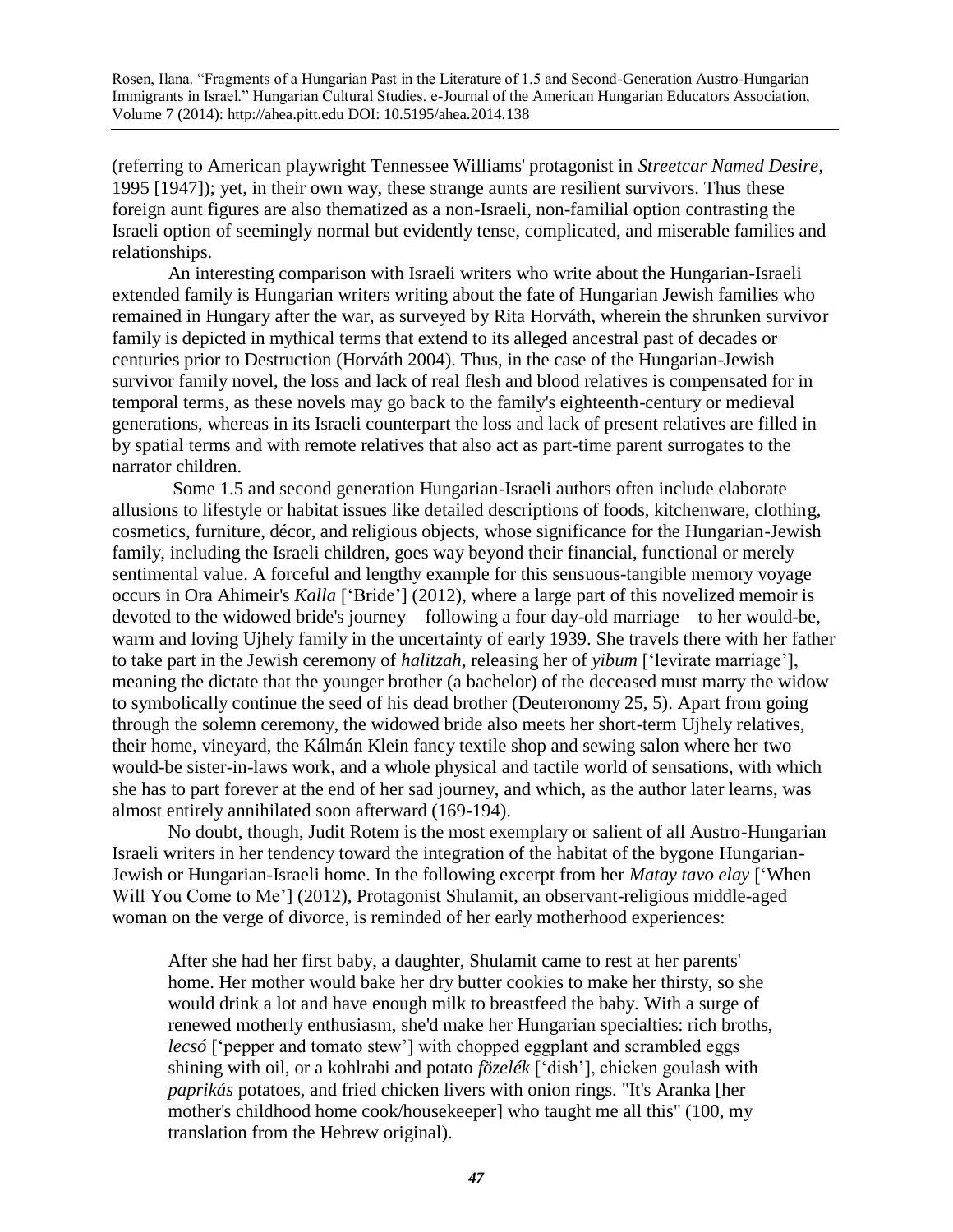(referring to American playwright Tennessee Williams' protagonist in *Streetcar Named Desire*, 1995 [1947]); yet, in their own way, these strange aunts are resilient survivors. Thus these foreign aunt figures are also thematized as a non-Israeli, non-familial option contrasting the Israeli option of seemingly normal but evidently tense, complicated, and miserable families and relationships.

An interesting comparison with Israeli writers who write about the Hungarian-Israeli extended family is Hungarian writers writing about the fate of Hungarian Jewish families who remained in Hungary after the war, as surveyed by Rita Horváth, wherein the shrunken survivor family is depicted in mythical terms that extend to its alleged ancestral past of decades or centuries prior to Destruction (Horváth 2004). Thus, in the case of the Hungarian-Jewish survivor family novel, the loss and lack of real flesh and blood relatives is compensated for in temporal terms, as these novels may go back to the family's eighteenth-century or medieval generations, whereas in its Israeli counterpart the loss and lack of present relatives are filled in by spatial terms and with remote relatives that also act as part-time parent surrogates to the narrator children.

Some 1.5 and second generation Hungarian-Israeli authors often include elaborate allusions to lifestyle or habitat issues like detailed descriptions of foods, kitchenware, clothing, cosmetics, furniture, décor, and religious objects, whose significance for the Hungarian-Jewish family, including the Israeli children, goes way beyond their financial, functional or merely sentimental value. A forceful and lengthy example for this sensuous-tangible memory voyage occurs in Ora Ahimeir's *Kalla* ['Bride'] (2012), where a large part of this novelized memoir is devoted to the widowed bride's journey—following a four day-old marriage—to her would-be, warm and loving Ujhely family in the uncertainty of early 1939. She travels there with her father to take part in the Jewish ceremony of *halitzah*, releasing her of *yibum* ['levirate marriage'], meaning the dictate that the younger brother (a bachelor) of the deceased must marry the widow to symbolically continue the seed of his dead brother (Deuteronomy 25, 5). Apart from going through the solemn ceremony, the widowed bride also meets her short-term Ujhely relatives, their home, vineyard, the Kálmán Klein fancy textile shop and sewing salon where her two would-be sister-in-laws work, and a whole physical and tactile world of sensations, with which she has to part forever at the end of her sad journey, and which, as the author later learns, was almost entirely annihilated soon afterward (169-194).

No doubt, though, Judit Rotem is the most exemplary or salient of all Austro-Hungarian Israeli writers in her tendency toward the integration of the habitat of the bygone Hungarian-Jewish or Hungarian-Israeli home. In the following excerpt from her *Matay tavo elay* ['When Will You Come to Me'] (2012), Protagonist Shulamit, an observant-religious middle-aged woman on the verge of divorce, is reminded of her early motherhood experiences:

> After she had her first baby, a daughter, Shulamit came to rest at her parents' home. Her mother would bake her dry butter cookies to make her thirsty, so she would drink a lot and have enough milk to breastfeed the baby. With a surge of renewed motherly enthusiasm, she'd make her Hungarian specialties: rich broths, *lecsó* ['pepper and tomato stew'] with chopped eggplant and scrambled eggs shining with oil, or a kohlrabi and potato *főzelék* ['dish'], chicken goulash with *paprikás* potatoes, and fried chicken livers with onion rings. "It's Aranka [her mother's childhood home cook/housekeeper] who taught me all this" (100, my translation from the Hebrew original).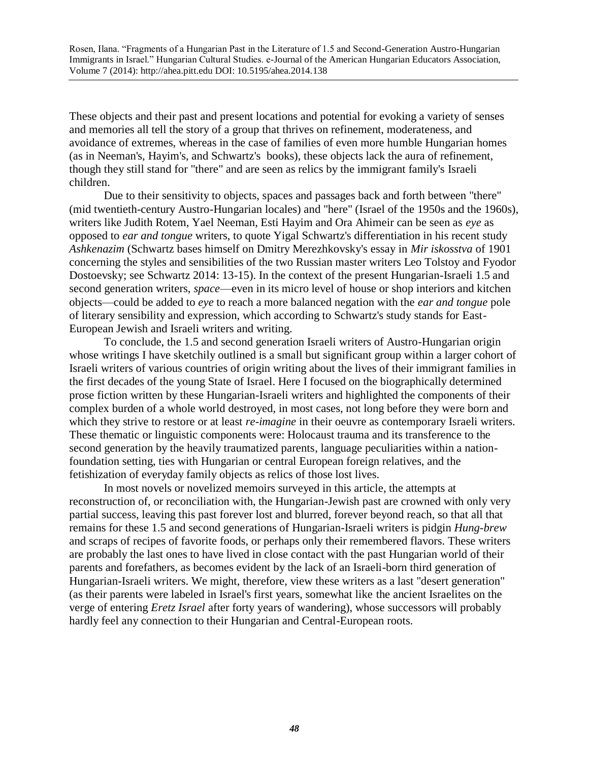These objects and their past and present locations and potential for evoking a variety of senses and memories all tell the story of a group that thrives on refinement, moderateness, and avoidance of extremes, whereas in the case of families of even more humble Hungarian homes (as in Neeman's, Hayim's, and Schwartz's books), these objects lack the aura of refinement, though they still stand for "there" and are seen as relics by the immigrant family's Israeli children.

Due to their sensitivity to objects, spaces and passages back and forth between "there" (mid twentieth-century Austro-Hungarian locales) and "here" (Israel of the 1950s and the 1960s), writers like Judith Rotem, Yael Neeman, Esti Hayim and Ora Ahimeir can be seen as *eye* as opposed to *ear and tongue* writers, to quote Yigal Schwartz's differentiation in his recent study *Ashkenazim* (Schwartz bases himself on Dmitry Merezhkovsky's essay in *Mir iskosstva* of 1901 concerning the styles and sensibilities of the two Russian master writers Leo Tolstoy and Fyodor Dostoevsky; see Schwartz 2014: 13-15). In the context of the present Hungarian-Israeli 1.5 and second generation writers, *space*—even in its micro level of house or shop interiors and kitchen objects—could be added to *eye* to reach a more balanced negation with the *ear and tongue* pole of literary sensibility and expression, which according to Schwartz's study stands for East-European Jewish and Israeli writers and writing.

To conclude, the 1.5 and second generation Israeli writers of Austro-Hungarian origin whose writings I have sketchily outlined is a small but significant group within a larger cohort of Israeli writers of various countries of origin writing about the lives of their immigrant families in the first decades of the young State of Israel. Here I focused on the biographically determined prose fiction written by these Hungarian-Israeli writers and highlighted the components of their complex burden of a whole world destroyed, in most cases, not long before they were born and which they strive to restore or at least *re-imagine* in their oeuvre as contemporary Israeli writers. These thematic or linguistic components were: Holocaust trauma and its transference to the second generation by the heavily traumatized parents, language peculiarities within a nation-foundation setting, ties with Hungarian or central European foreign relatives, and the fetishization of everyday family objects as relics of those lost lives.

In most novels or novelized memoirs surveyed in this article, the attempts at reconstruction of, or reconciliation with, the Hungarian-Jewish past are crowned with only very partial success, leaving this past forever lost and blurred, forever beyond reach, so that all that remains for these 1.5 and second generations of Hungarian-Israeli writers is pidgin *Hung-brew* and scraps of recipes of favorite foods, or perhaps only their remembered flavors. These writers are probably the last ones to have lived in close contact with the past Hungarian world of their parents and forefathers, as becomes evident by the lack of an Israeli-born third generation of Hungarian-Israeli writers. We might, therefore, view these writers as a last "desert generation" (as their parents were labeled in Israel's first years, somewhat like the ancient Israelites on the verge of entering *Eretz Israel* after forty years of wandering), whose successors will probably hardly feel any connection to their Hungarian and Central-European roots.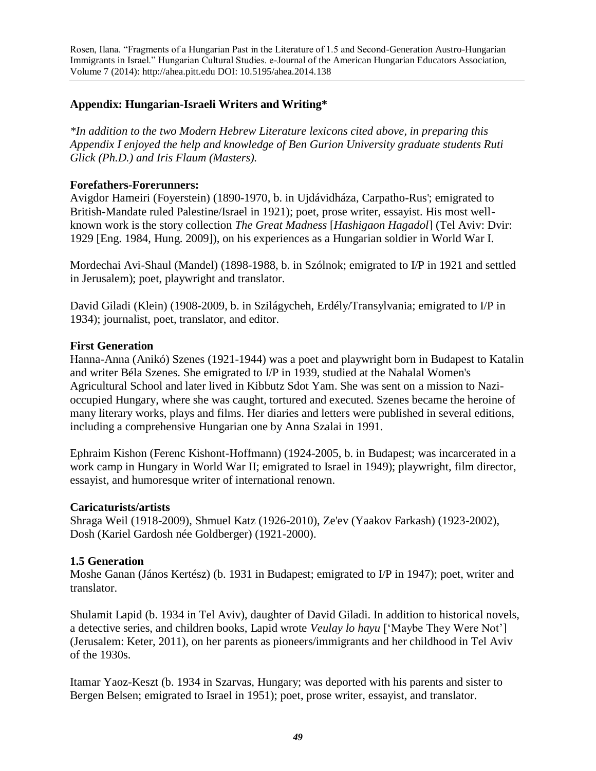## Appendix: Hungarian-Israeli Writers and Writing*

*\*In addition to the two Modern Hebrew Literature lexicons cited above, in preparing this Appendix I enjoyed the help and knowledge of Ben Gurion University graduate students Ruti Glick (Ph.D.) and Iris Flaum (Masters).*

### Forefathers-Forerunners:

Avigdor Hameiri (Foyerstein) (1890-1970, b. in Ujdávidháza, Carpatho-Rus'; emigrated to British-Mandate ruled Palestine/Israel in 1921); poet, prose writer, essayist. His most well-known work is the story collection *The Great Madness* [*Hashigaon Hagadol*] (Tel Aviv: Dvir: 1929 [Eng. 1984, Hung. 2009]), on his experiences as a Hungarian soldier in World War I.

Mordechai Avi-Shaul (Mandel) (1898-1988, b. in Szólnok; emigrated to I/P in 1921 and settled in Jerusalem); poet, playwright and translator.

David Giladi (Klein) (1908-2009, b. in Szilágycheh, Erdély/Transylvania; emigrated to I/P in 1934); journalist, poet, translator, and editor.

### First Generation

Hanna-Anna (Anikó) Szenes (1921-1944) was a poet and playwright born in Budapest to Katalin and writer Béla Szenes. She emigrated to I/P in 1939, studied at the Nahalal Women's Agricultural School and later lived in Kibbutz Sdot Yam. She was sent on a mission to Nazi-occupied Hungary, where she was caught, tortured and executed. Szenes became the heroine of many literary works, plays and films. Her diaries and letters were published in several editions, including a comprehensive Hungarian one by Anna Szalai in 1991.

Ephraim Kishon (Ferenc Kishont-Hoffmann) (1924-2005, b. in Budapest; was incarcerated in a work camp in Hungary in World War II; emigrated to Israel in 1949); playwright, film director, essayist, and humoresque writer of international renown.

### Caricaturists/artists

Shraga Weil (1918-2009), Shmuel Katz (1926-2010), Ze'ev (Yaakov Farkash) (1923-2002), Dosh (Kariel Gardosh née Goldberger) (1921-2000).

### 1.5 Generation

Moshe Ganan (János Kertész) (b. 1931 in Budapest; emigrated to I/P in 1947); poet, writer and translator.

Shulamit Lapid (b. 1934 in Tel Aviv), daughter of David Giladi. In addition to historical novels, a detective series, and children books, Lapid wrote *Veulay lo hayu* ['Maybe They Were Not'] (Jerusalem: Keter, 2011), on her parents as pioneers/immigrants and her childhood in Tel Aviv of the 1930s.

Itamar Yaoz-Keszt (b. 1934 in Szarvas, Hungary; was deported with his parents and sister to Bergen Belsen; emigrated to Israel in 1951); poet, prose writer, essayist, and translator.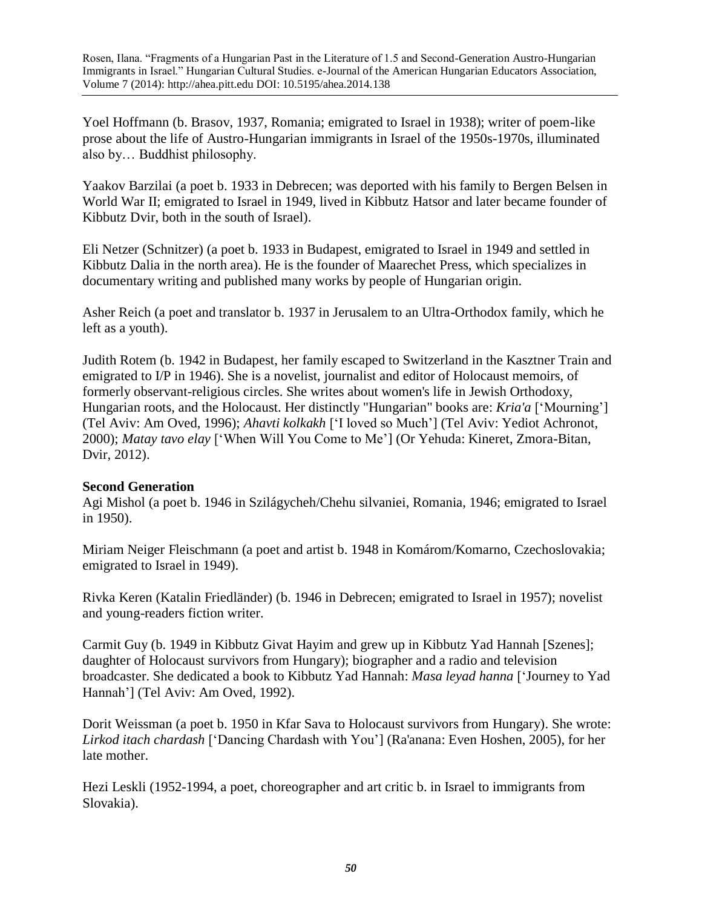Yoel Hoffmann (b. Brasov, 1937, Romania; emigrated to Israel in 1938); writer of poem-like prose about the life of Austro-Hungarian immigrants in Israel of the 1950s-1970s, illuminated also by… Buddhist philosophy.

Yaakov Barzilai (a poet b. 1933 in Debrecen; was deported with his family to Bergen Belsen in World War II; emigrated to Israel in 1949, lived in Kibbutz Hatsor and later became founder of Kibbutz Dvir, both in the south of Israel).

Eli Netzer (Schnitzer) (a poet b. 1933 in Budapest, emigrated to Israel in 1949 and settled in Kibbutz Dalia in the north area). He is the founder of Maarechet Press, which specializes in documentary writing and published many works by people of Hungarian origin.

Asher Reich (a poet and translator b. 1937 in Jerusalem to an Ultra-Orthodox family, which he left as a youth).

Judith Rotem (b. 1942 in Budapest, her family escaped to Switzerland in the Kasztner Train and emigrated to I/P in 1946). She is a novelist, journalist and editor of Holocaust memoirs, of formerly observant-religious circles. She writes about women's life in Jewish Orthodoxy, Hungarian roots, and the Holocaust. Her distinctly "Hungarian" books are: *Kria'a* ['Mourning'] (Tel Aviv: Am Oved, 1996); *Ahavti kolkakh* ['I loved so Much'] (Tel Aviv: Yediot Achronot, 2000); *Matay tavo elay* ['When Will You Come to Me'] (Or Yehuda: Kineret, Zmora-Bitan, Dvir, 2012).

**Second Generation**

Agi Mishol (a poet b. 1946 in Szilágycheh/Chehu silvaniei, Romania, 1946; emigrated to Israel in 1950).

Miriam Neiger Fleischmann (a poet and artist b. 1948 in Komárom/Komarno, Czechoslovakia; emigrated to Israel in 1949).

Rivka Keren (Katalin Friedländer) (b. 1946 in Debrecen; emigrated to Israel in 1957); novelist and young-readers fiction writer.

Carmit Guy (b. 1949 in Kibbutz Givat Hayim and grew up in Kibbutz Yad Hannah [Szenes]; daughter of Holocaust survivors from Hungary); biographer and a radio and television broadcaster. She dedicated a book to Kibbutz Yad Hannah: *Masa leyad hanna* ['Journey to Yad Hannah'] (Tel Aviv: Am Oved, 1992).

Dorit Weissman (a poet b. 1950 in Kfar Sava to Holocaust survivors from Hungary). She wrote: *Lirkod itach chardash* ['Dancing Chardash with You'] (Ra'anana: Even Hoshen, 2005), for her late mother.

Hezi Leskli (1952-1994, a poet, choreographer and art critic b. in Israel to immigrants from Slovakia).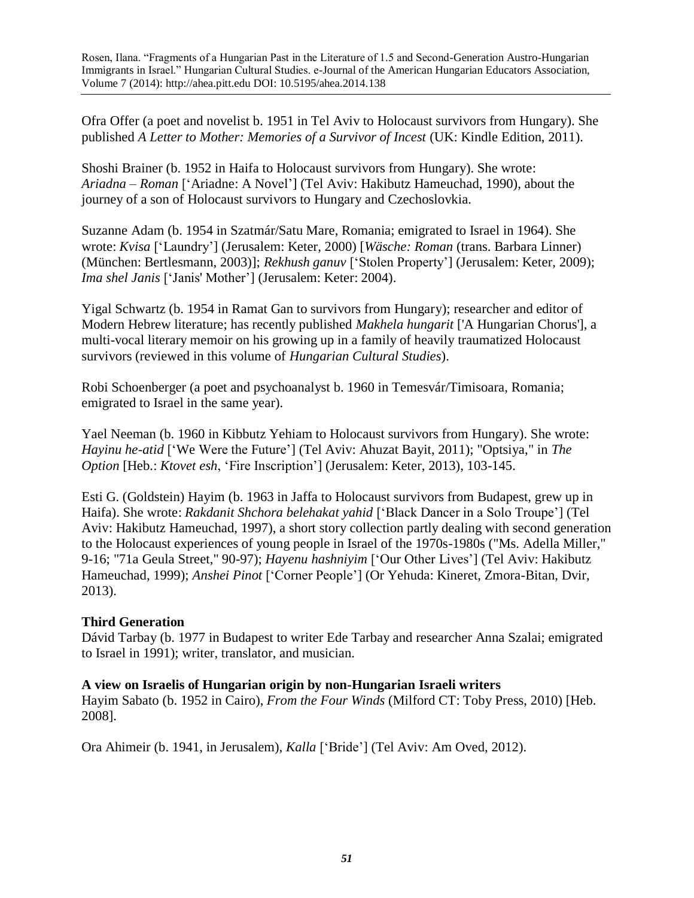Ofra Offer (a poet and novelist b. 1951 in Tel Aviv to Holocaust survivors from Hungary). She published *A Letter to Mother: Memories of a Survivor of Incest* (UK: Kindle Edition, 2011).

Shoshi Brainer (b. 1952 in Haifa to Holocaust survivors from Hungary). She wrote: *Ariadna – Roman* ['Ariadne: A Novel'] (Tel Aviv: Hakibutz Hameuchad, 1990), about the journey of a son of Holocaust survivors to Hungary and Czechoslovkia.

Suzanne Adam (b. 1954 in Szatmár/Satu Mare, Romania; emigrated to Israel in 1964). She wrote: *Kvisa* ['Laundry'] (Jerusalem: Keter, 2000) [*Wäsche: Roman* (trans. Barbara Linner) (München: Bertlesmann, 2003)]; *Rekhush ganuv* ['Stolen Property'] (Jerusalem: Keter, 2009); *Ima shel Janis* ['Janis' Mother'] (Jerusalem: Keter: 2004).

Yigal Schwartz (b. 1954 in Ramat Gan to survivors from Hungary); researcher and editor of Modern Hebrew literature; has recently published *Makhela hungarit* ['A Hungarian Chorus'], a multi-vocal literary memoir on his growing up in a family of heavily traumatized Holocaust survivors (reviewed in this volume of *Hungarian Cultural Studies*).

Robi Schoenberger (a poet and psychoanalyst b. 1960 in Temesvár/Timisoara, Romania; emigrated to Israel in the same year).

Yael Neeman (b. 1960 in Kibbutz Yehiam to Holocaust survivors from Hungary). She wrote: *Hayinu he-atid* ['We Were the Future'] (Tel Aviv: Ahuzat Bayit, 2011); "Optsiya," in *The Option* [Heb.: *Ktovet esh*, 'Fire Inscription'] (Jerusalem: Keter, 2013), 103-145.

Esti G. (Goldstein) Hayim (b. 1963 in Jaffa to Holocaust survivors from Budapest, grew up in Haifa). She wrote: *Rakdanit Shchora belehakat yahid* ['Black Dancer in a Solo Troupe'] (Tel Aviv: Hakibutz Hameuchad, 1997), a short story collection partly dealing with second generation to the Holocaust experiences of young people in Israel of the 1970s-1980s ("Ms. Adella Miller," 9-16; "71a Geula Street," 90-97); *Hayenu hashniyim* ['Our Other Lives'] (Tel Aviv: Hakibutz Hameuchad, 1999); *Anshei Pinot* ['Corner People'] (Or Yehuda: Kineret, Zmora-Bitan, Dvir, 2013).

**Third Generation**

Dávid Tarbay (b. 1977 in Budapest to writer Ede Tarbay and researcher Anna Szalai; emigrated to Israel in 1991); writer, translator, and musician.

**A view on Israelis of Hungarian origin by non-Hungarian Israeli writers**

Hayim Sabato (b. 1952 in Cairo), *From the Four Winds* (Milford CT: Toby Press, 2010) [Heb. 2008].

Ora Ahimeir (b. 1941, in Jerusalem), *Kalla* ['Bride'] (Tel Aviv: Am Oved, 2012).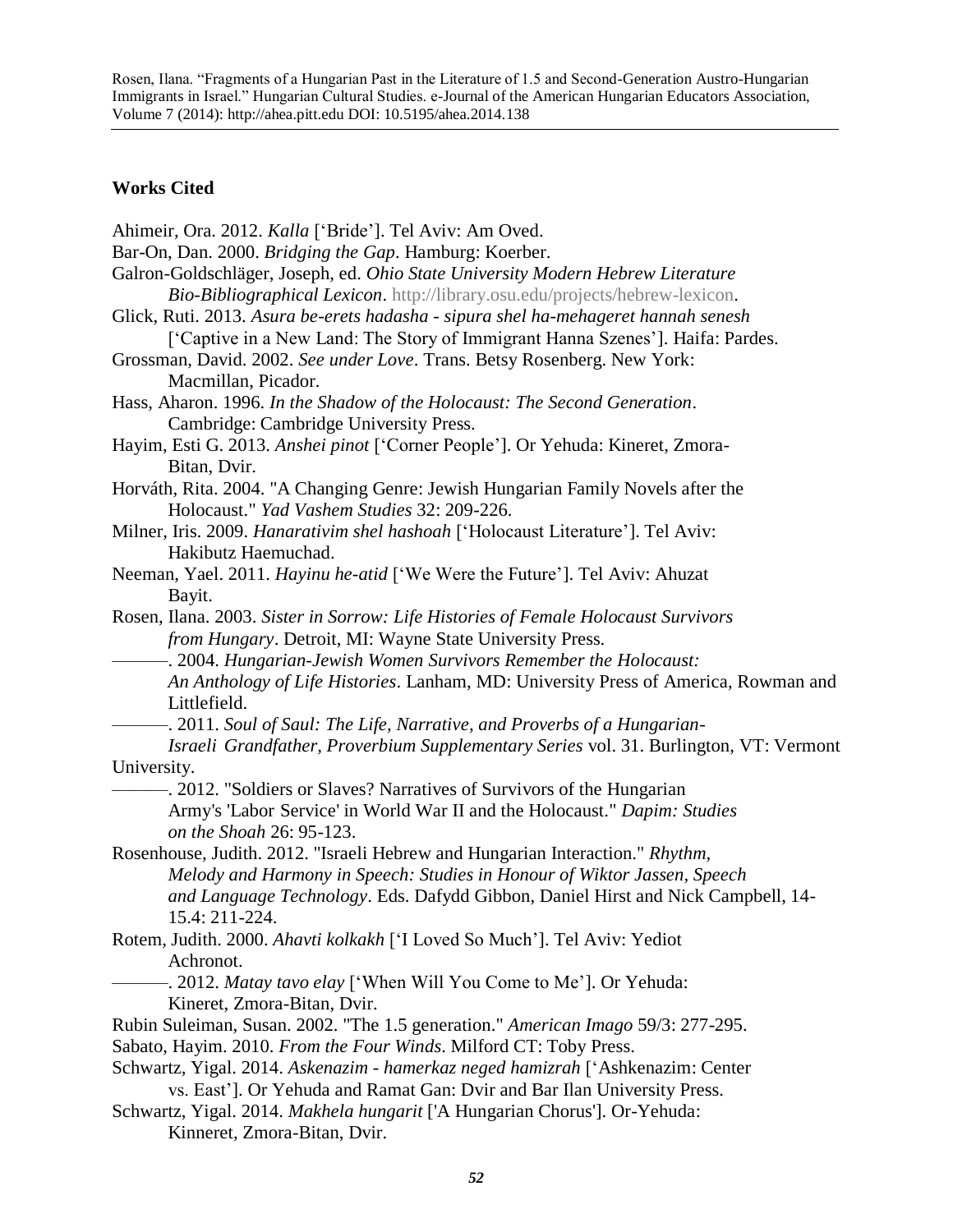## Works Cited

Ahimeir, Ora. 2012. *Kalla* ['Bride']. Tel Aviv: Am Oved.

Bar-On, Dan. 2000. *Bridging the Gap*. Hamburg: Koerber.

Galron-Goldschläger, Joseph, ed. *Ohio State University Modern Hebrew Literature Bio-Bibliographical Lexicon*. http://library.osu.edu/projects/hebrew-lexicon.

Glick, Ruti. 2013. *Asura be-erets hadasha - sipura shel ha-mehageret hannah senesh* ['Captive in a New Land: The Story of Immigrant Hanna Szenes']. Haifa: Pardes.

Grossman, David. 2002. *See under Love*. Trans. Betsy Rosenberg. New York: Macmillan, Picador.

Hass, Aharon. 1996. *In the Shadow of the Holocaust: The Second Generation*. Cambridge: Cambridge University Press.

Hayim, Esti G. 2013. *Anshei pinot* ['Corner People']. Or Yehuda: Kineret, Zmora-Bitan, Dvir.

Horváth, Rita. 2004. "A Changing Genre: Jewish Hungarian Family Novels after the Holocaust." *Yad Vashem Studies* 32: 209-226.

Milner, Iris. 2009. *Hanarativim shel hashoah* ['Holocaust Literature']. Tel Aviv: Hakibutz Haemuchad.

Neeman, Yael. 2011. *Hayinu he-atid* ['We Were the Future']. Tel Aviv: Ahuzat Bayit.

Rosen, Ilana. 2003. *Sister in Sorrow: Life Histories of Female Holocaust Survivors from Hungary*. Detroit, MI: Wayne State University Press.

———. 2004. *Hungarian-Jewish Women Survivors Remember the Holocaust: An Anthology of Life Histories*. Lanham, MD: University Press of America, Rowman and Littlefield.

———. 2011. *Soul of Saul: The Life, Narrative, and Proverbs of a Hungarian-Israeli Grandfather, Proverbium Supplementary Series* vol. 31. Burlington, VT: Vermont University.

———. 2012. "Soldiers or Slaves? Narratives of Survivors of the Hungarian Army's 'Labor Service' in World War II and the Holocaust." *Dapim: Studies on the Shoah* 26: 95-123.

Rosenhouse, Judith. 2012. "Israeli Hebrew and Hungarian Interaction." *Rhythm, Melody and Harmony in Speech: Studies in Honour of Wiktor Jassen*, *Speech and Language Technology*. Eds. Dafydd Gibbon, Daniel Hirst and Nick Campbell, 14-15.4: 211-224.

Rotem, Judith. 2000. *Ahavti kolkakh* ['I Loved So Much']. Tel Aviv: Yediot Achronot.

———. 2012. *Matay tavo elay* ['When Will You Come to Me']. Or Yehuda: Kineret, Zmora-Bitan, Dvir.

Rubin Suleiman, Susan. 2002. "The 1.5 generation." *American Imago* 59/3: 277-295.

Sabato, Hayim. 2010. *From the Four Winds*. Milford CT: Toby Press.

Schwartz, Yigal. 2014. *Askenazim - hamerkaz neged hamizrah* ['Ashkenazim: Center vs. East']. Or Yehuda and Ramat Gan: Dvir and Bar Ilan University Press.

Schwartz, Yigal. 2014. *Makhela hungarit* ['A Hungarian Chorus']. Or-Yehuda: Kinneret, Zmora-Bitan, Dvir.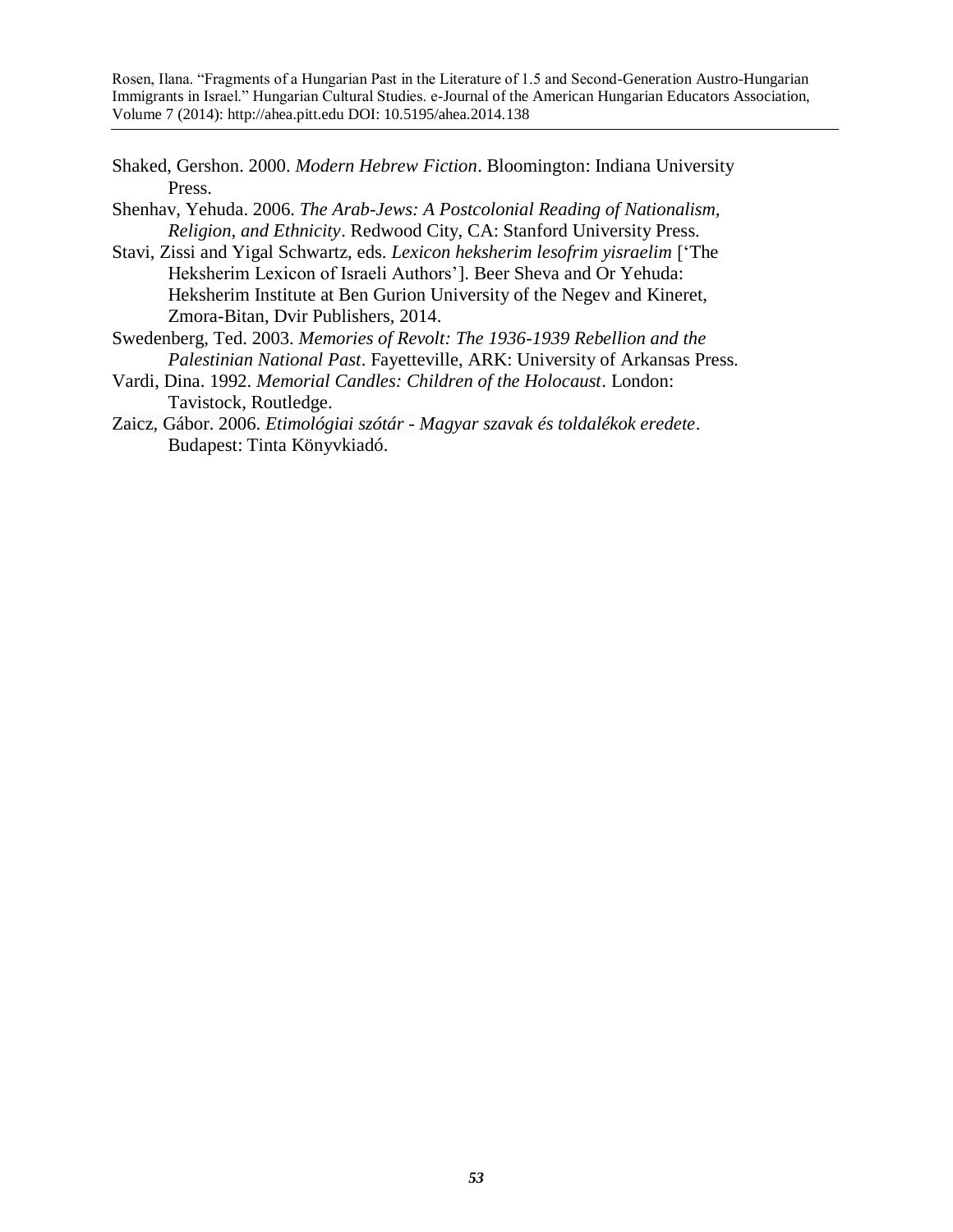Shaked, Gershon. 2000. *Modern Hebrew Fiction*. Bloomington: Indiana University Press.

Shenhav, Yehuda. 2006. *The Arab-Jews: A Postcolonial Reading of Nationalism, Religion, and Ethnicity*. Redwood City, CA: Stanford University Press.

Stavi, Zissi and Yigal Schwartz, eds. *Lexicon heksherim lesofrim yisraelim* ['The Heksherim Lexicon of Israeli Authors']. Beer Sheva and Or Yehuda: Heksherim Institute at Ben Gurion University of the Negev and Kineret, Zmora-Bitan, Dvir Publishers, 2014.

Swedenberg, Ted. 2003. *Memories of Revolt: The 1936-1939 Rebellion and the Palestinian National Past*. Fayetteville, ARK: University of Arkansas Press.

Vardi, Dina. 1992. *Memorial Candles: Children of the Holocaust*. London: Tavistock, Routledge.

Zaicz, Gábor. 2006. *Etimológiai szótár - Magyar szavak és toldalékok eredete*. Budapest: Tinta Könyvkiadó.